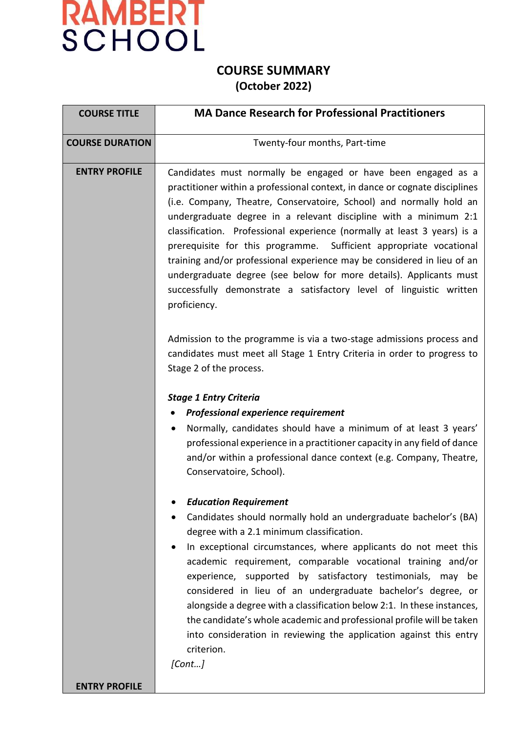RAMBERT SCHOOL

# COURSE SUMMARY
## (October 2022)

| COURSE TITLE | MA Dance Research for Professional Practitioners |
|---|---|
| COURSE DURATION | Twenty-four months, Part-time |
| ENTRY PROFILE | Candidates must normally be engaged or have been engaged as a practitioner within a professional context, in dance or cognate disciplines (i.e. Company, Theatre, Conservatoire, School) and normally hold an undergraduate degree in a relevant discipline with a minimum 2:1 classification. Professional experience (normally at least 3 years) is a prerequisite for this programme. Sufficient appropriate vocational training and/or professional experience may be considered in lieu of an undergraduate degree (see below for more details). Applicants must successfully demonstrate a satisfactory level of linguistic written proficiency.<br><br>Admission to the programme is via a two-stage admissions process and candidates must meet all Stage 1 Entry Criteria in order to progress to Stage 2 of the process.<br><br>***Stage 1 Entry Criteria***<br>• ***Professional experience requirement***<br>• Normally, candidates should have a minimum of at least 3 years' professional experience in a practitioner capacity in any field of dance and/or within a professional dance context (e.g. Company, Theatre, Conservatoire, School).<br><br>• ***Education Requirement***<br>• Candidates should normally hold an undergraduate bachelor's (BA) degree with a 2.1 minimum classification.<br>• In exceptional circumstances, where applicants do not meet this academic requirement, comparable vocational training and/or experience, supported by satisfactory testimonials, may be considered in lieu of an undergraduate bachelor's degree, or alongside a degree with a classification below 2:1. In these instances, the candidate's whole academic and professional profile will be taken into consideration in reviewing the application against this entry criterion.<br>*[Cont…]* |
| ENTRY PROFILE | |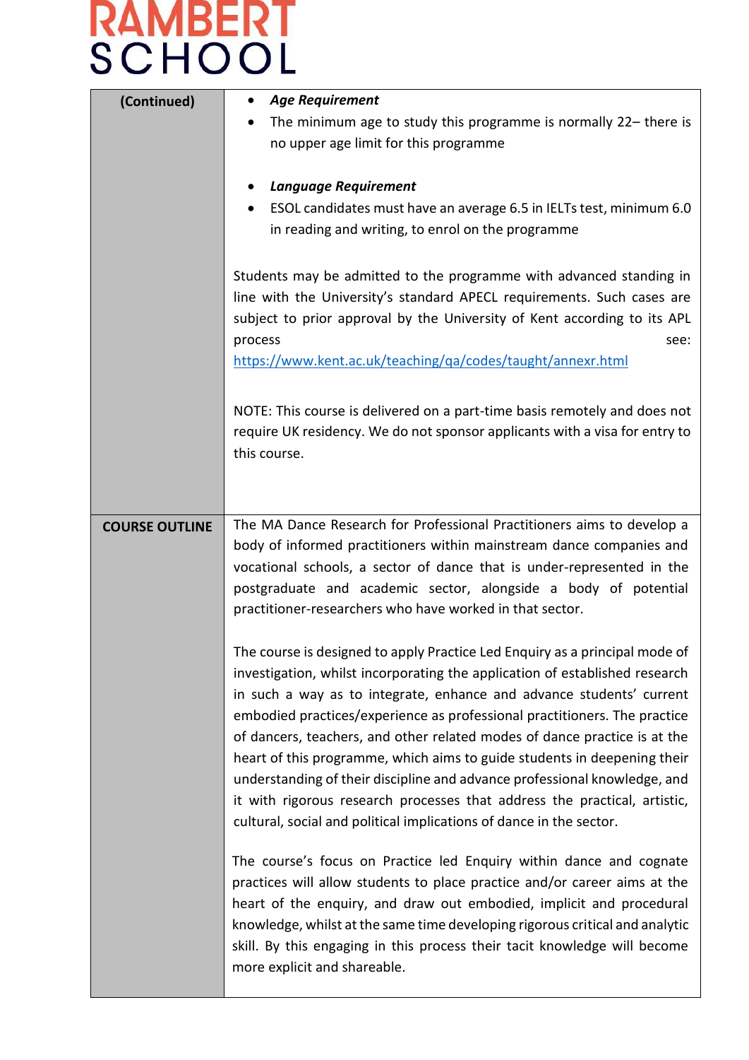| (Continued) | <ul><li>***Age Requirement***</li><li>The minimum age to study this programme is normally 22– there is no upper age limit for this programme</li></ul><ul><li>***Language Requirement***</li><li>ESOL candidates must have an average 6.5 in IELTs test, minimum 6.0 in reading and writing, to enrol on the programme</li></ul>Students may be admitted to the programme with advanced standing in line with the University's standard APECL requirements. Such cases are subject to prior approval by the University of Kent according to its APL process see: https://www.kent.ac.uk/teaching/qa/codes/taught/annexr.html<br><br>NOTE: This course is delivered on a part-time basis remotely and does not require UK residency. We do not sponsor applicants with a visa for entry to this course. |
|---|---|
| **COURSE OUTLINE** | The MA Dance Research for Professional Practitioners aims to develop a body of informed practitioners within mainstream dance companies and vocational schools, a sector of dance that is under-represented in the postgraduate and academic sector, alongside a body of potential practitioner-researchers who have worked in that sector.<br><br>The course is designed to apply Practice Led Enquiry as a principal mode of investigation, whilst incorporating the application of established research in such a way as to integrate, enhance and advance students' current embodied practices/experience as professional practitioners. The practice of dancers, teachers, and other related modes of dance practice is at the heart of this programme, which aims to guide students in deepening their understanding of their discipline and advance professional knowledge, and it with rigorous research processes that address the practical, artistic, cultural, social and political implications of dance in the sector.<br><br>The course's focus on Practice led Enquiry within dance and cognate practices will allow students to place practice and/or career aims at the heart of the enquiry, and draw out embodied, implicit and procedural knowledge, whilst at the same time developing rigorous critical and analytic skill. By this engaging in this process their tacit knowledge will become more explicit and shareable. |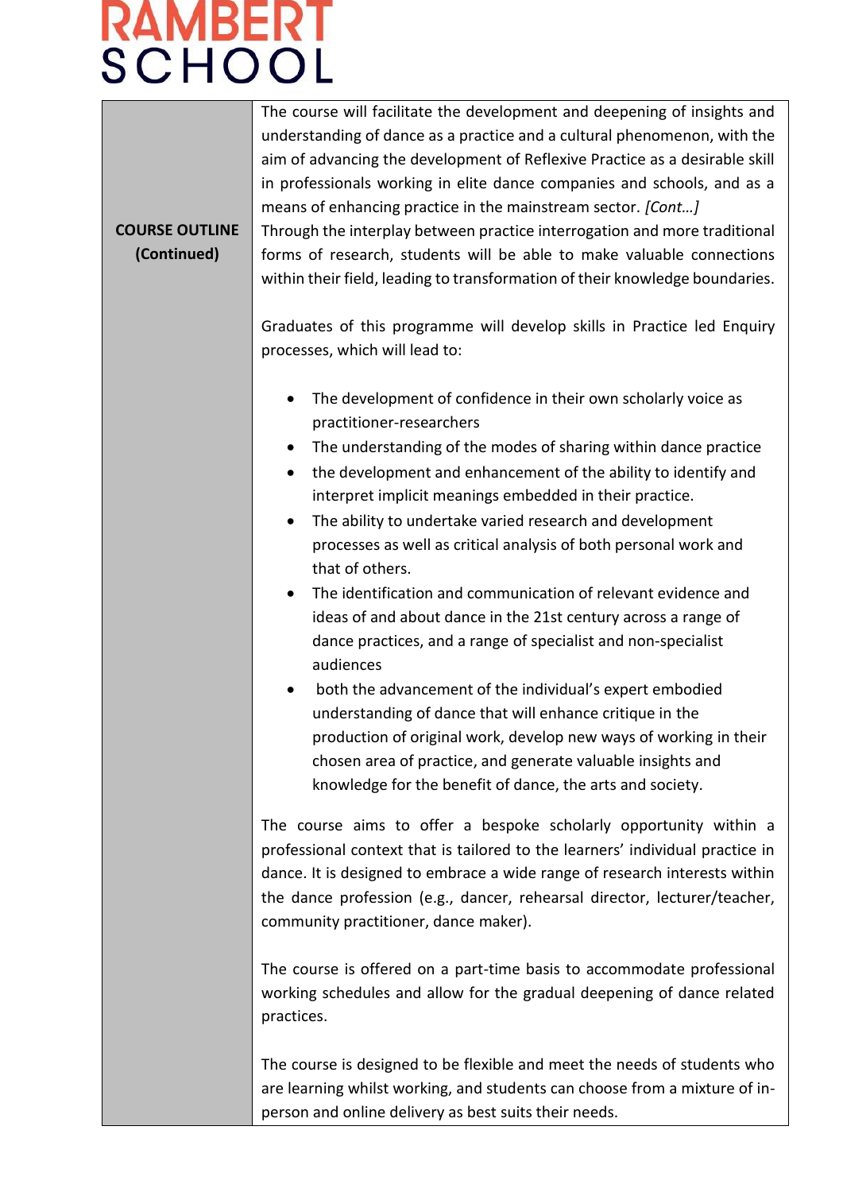| | |
|---|---|
| **COURSE OUTLINE (Continued)** | The course will facilitate the development and deepening of insights and understanding of dance as a practice and a cultural phenomenon, with the aim of advancing the development of Reflexive Practice as a desirable skill in professionals working in elite dance companies and schools, and as a means of enhancing practice in the mainstream sector. *[Cont…]* Through the interplay between practice interrogation and more traditional forms of research, students will be able to make valuable connections within their field, leading to transformation of their knowledge boundaries.<br><br>Graduates of this programme will develop skills in Practice led Enquiry processes, which will lead to:<br><br>• The development of confidence in their own scholarly voice as practitioner-researchers<br>• The understanding of the modes of sharing within dance practice<br>• the development and enhancement of the ability to identify and interpret implicit meanings embedded in their practice.<br>• The ability to undertake varied research and development processes as well as critical analysis of both personal work and that of others.<br>• The identification and communication of relevant evidence and ideas of and about dance in the 21st century across a range of dance practices, and a range of specialist and non-specialist audiences<br>• both the advancement of the individual's expert embodied understanding of dance that will enhance critique in the production of original work, develop new ways of working in their chosen area of practice, and generate valuable insights and knowledge for the benefit of dance, the arts and society.<br><br>The course aims to offer a bespoke scholarly opportunity within a professional context that is tailored to the learners' individual practice in dance. It is designed to embrace a wide range of research interests within the dance profession (e.g., dancer, rehearsal director, lecturer/teacher, community practitioner, dance maker).<br><br>The course is offered on a part-time basis to accommodate professional working schedules and allow for the gradual deepening of dance related practices.<br><br>The course is designed to be flexible and meet the needs of students who are learning whilst working, and students can choose from a mixture of in-person and online delivery as best suits their needs. |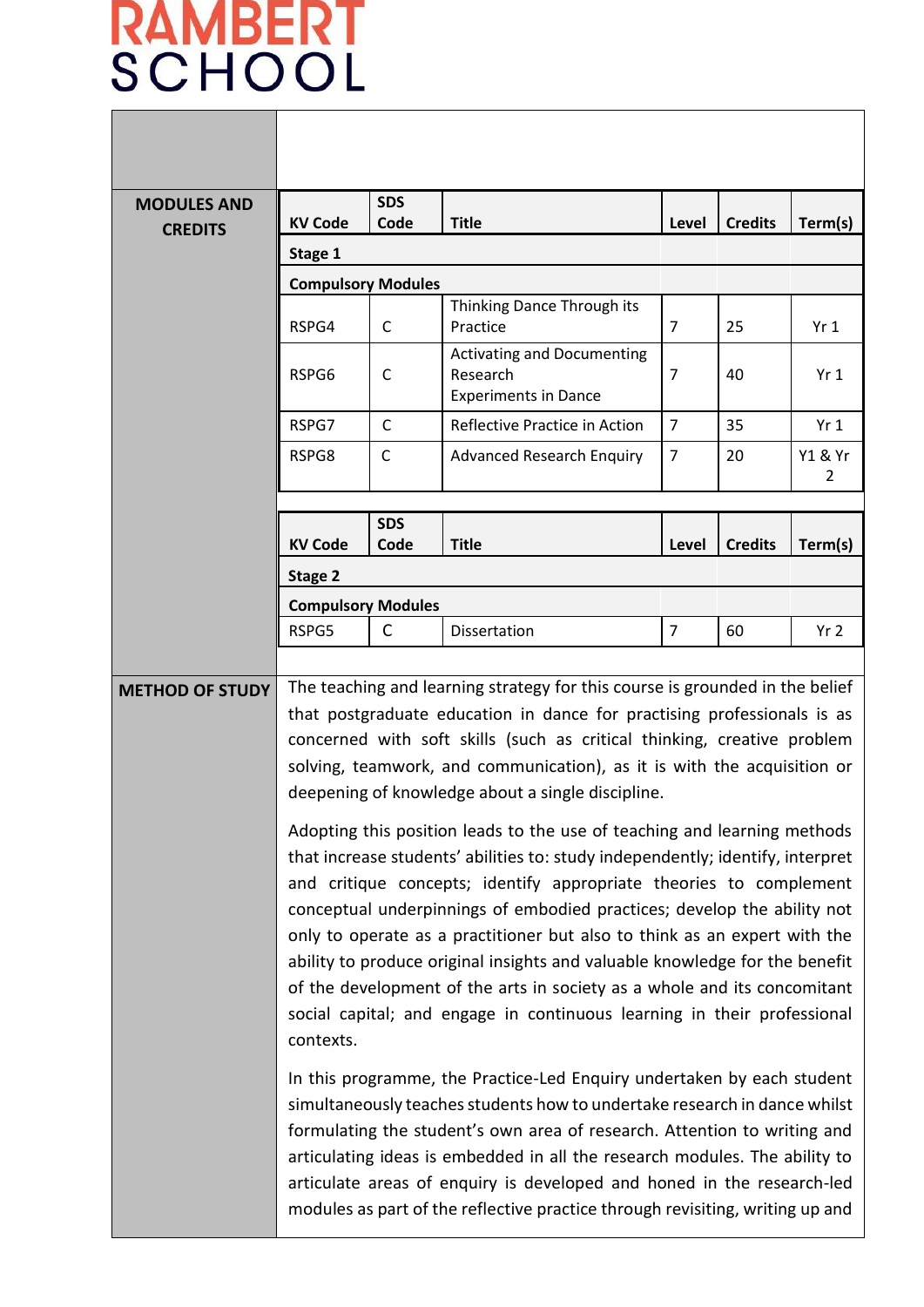**RAMBERT SCHOOL**

**MODULES AND CREDITS**

| KV Code | SDS Code | Title | Level | Credits | Term(s) |
|---|---|---|---|---|---|
| **Stage 1** | | | | | |
| **Compulsory Modules** | | | | | |
| RSPG4 | C | Thinking Dance Through its Practice | 7 | 25 | Yr 1 |
| RSPG6 | C | Activating and Documenting Research Experiments in Dance | 7 | 40 | Yr 1 |
| RSPG7 | C | Reflective Practice in Action | 7 | 35 | Yr 1 |
| RSPG8 | C | Advanced Research Enquiry | 7 | 20 | Y1 & Yr 2 |

| KV Code | SDS Code | Title | Level | Credits | Term(s) |
|---|---|---|---|---|---|
| **Stage 2** | | | | | |
| **Compulsory Modules** | | | | | |
| RSPG5 | C | Dissertation | 7 | 60 | Yr 2 |

**METHOD OF STUDY**

The teaching and learning strategy for this course is grounded in the belief that postgraduate education in dance for practising professionals is as concerned with soft skills (such as critical thinking, creative problem solving, teamwork, and communication), as it is with the acquisition or deepening of knowledge about a single discipline.

Adopting this position leads to the use of teaching and learning methods that increase students' abilities to: study independently; identify, interpret and critique concepts; identify appropriate theories to complement conceptual underpinnings of embodied practices; develop the ability not only to operate as a practitioner but also to think as an expert with the ability to produce original insights and valuable knowledge for the benefit of the development of the arts in society as a whole and its concomitant social capital; and engage in continuous learning in their professional contexts.

In this programme, the Practice-Led Enquiry undertaken by each student simultaneously teaches students how to undertake research in dance whilst formulating the student's own area of research. Attention to writing and articulating ideas is embedded in all the research modules. The ability to articulate areas of enquiry is developed and honed in the research-led modules as part of the reflective practice through revisiting, writing up and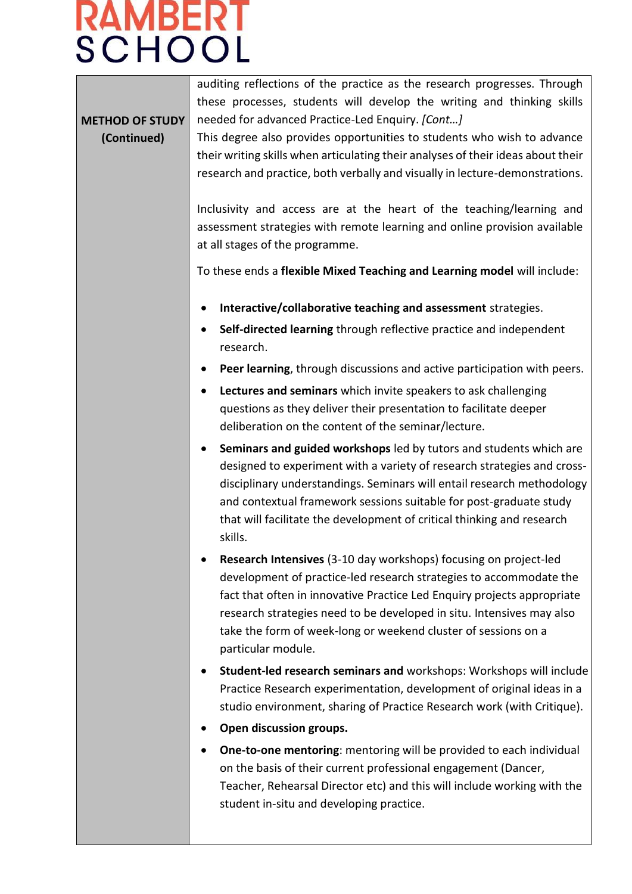| METHOD OF STUDY (Continued) | auditing reflections of the practice as the research progresses. Through these processes, students will develop the writing and thinking skills needed for advanced Practice-Led Enquiry. *[Cont…]*<br>This degree also provides opportunities to students who wish to advance their writing skills when articulating their analyses of their ideas about their research and practice, both verbally and visually in lecture-demonstrations.<br><br>Inclusivity and access are at the heart of the teaching/learning and assessment strategies with remote learning and online provision available at all stages of the programme.<br><br>To these ends a **flexible Mixed Teaching and Learning model** will include:<br><br>• **Interactive/collaborative teaching and assessment** strategies.<br>• **Self-directed learning** through reflective practice and independent research.<br>• **Peer learning**, through discussions and active participation with peers.<br>• **Lectures and seminars** which invite speakers to ask challenging questions as they deliver their presentation to facilitate deeper deliberation on the content of the seminar/lecture.<br>• **Seminars and guided workshops** led by tutors and students which are designed to experiment with a variety of research strategies and cross-disciplinary understandings. Seminars will entail research methodology and contextual framework sessions suitable for post-graduate study that will facilitate the development of critical thinking and research skills.<br>• **Research Intensives** (3-10 day workshops) focusing on project-led development of practice-led research strategies to accommodate the fact that often in innovative Practice Led Enquiry projects appropriate research strategies need to be developed in situ. Intensives may also take the form of week-long or weekend cluster of sessions on a particular module.<br>• **Student-led research seminars and** workshops: Workshops will include Practice Research experimentation, development of original ideas in a studio environment, sharing of Practice Research work (with Critique).<br>• **Open discussion groups.**<br>• **One-to-one mentoring**: mentoring will be provided to each individual on the basis of their current professional engagement (Dancer, Teacher, Rehearsal Director etc) and this will include working with the student in-situ and developing practice. |
|---|---|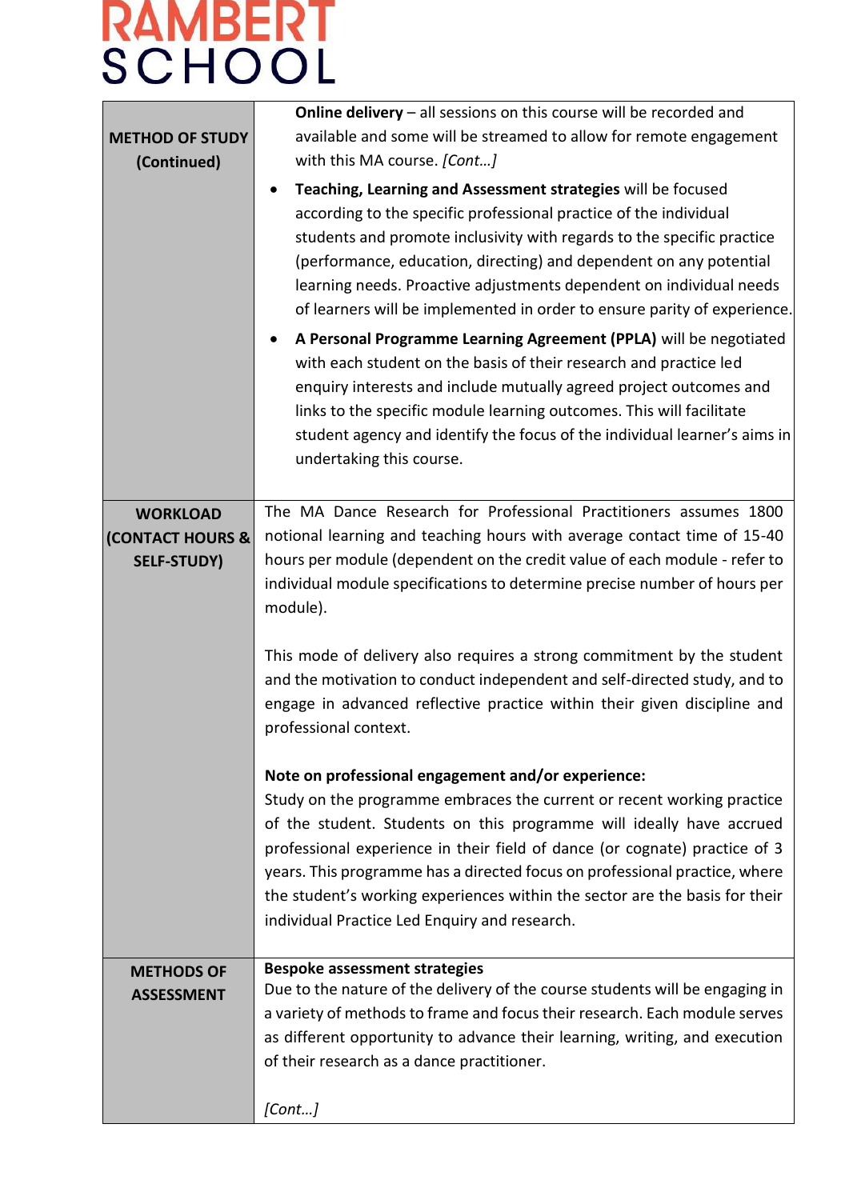| | |
|---|---|
| **METHOD OF STUDY (Continued)** | **Online delivery** – all sessions on this course will be recorded and available and some will be streamed to allow for remote engagement with this MA course. *[Cont…]*<br>• **Teaching, Learning and Assessment strategies** will be focused according to the specific professional practice of the individual students and promote inclusivity with regards to the specific practice (performance, education, directing) and dependent on any potential learning needs. Proactive adjustments dependent on individual needs of learners will be implemented in order to ensure parity of experience.<br>• **A Personal Programme Learning Agreement (PPLA)** will be negotiated with each student on the basis of their research and practice led enquiry interests and include mutually agreed project outcomes and links to the specific module learning outcomes. This will facilitate student agency and identify the focus of the individual learner's aims in undertaking this course. |
| **WORKLOAD (CONTACT HOURS & SELF-STUDY)** | The MA Dance Research for Professional Practitioners assumes 1800 notional learning and teaching hours with average contact time of 15-40 hours per module (dependent on the credit value of each module - refer to individual module specifications to determine precise number of hours per module).<br><br>This mode of delivery also requires a strong commitment by the student and the motivation to conduct independent and self-directed study, and to engage in advanced reflective practice within their given discipline and professional context.<br><br>**Note on professional engagement and/or experience:**<br>Study on the programme embraces the current or recent working practice of the student. Students on this programme will ideally have accrued professional experience in their field of dance (or cognate) practice of 3 years. This programme has a directed focus on professional practice, where the student's working experiences within the sector are the basis for their individual Practice Led Enquiry and research. |
| **METHODS OF ASSESSMENT** | **Bespoke assessment strategies**<br>Due to the nature of the delivery of the course students will be engaging in a variety of methods to frame and focus their research. Each module serves as different opportunity to advance their learning, writing, and execution of their research as a dance practitioner.<br><br>*[Cont…]* |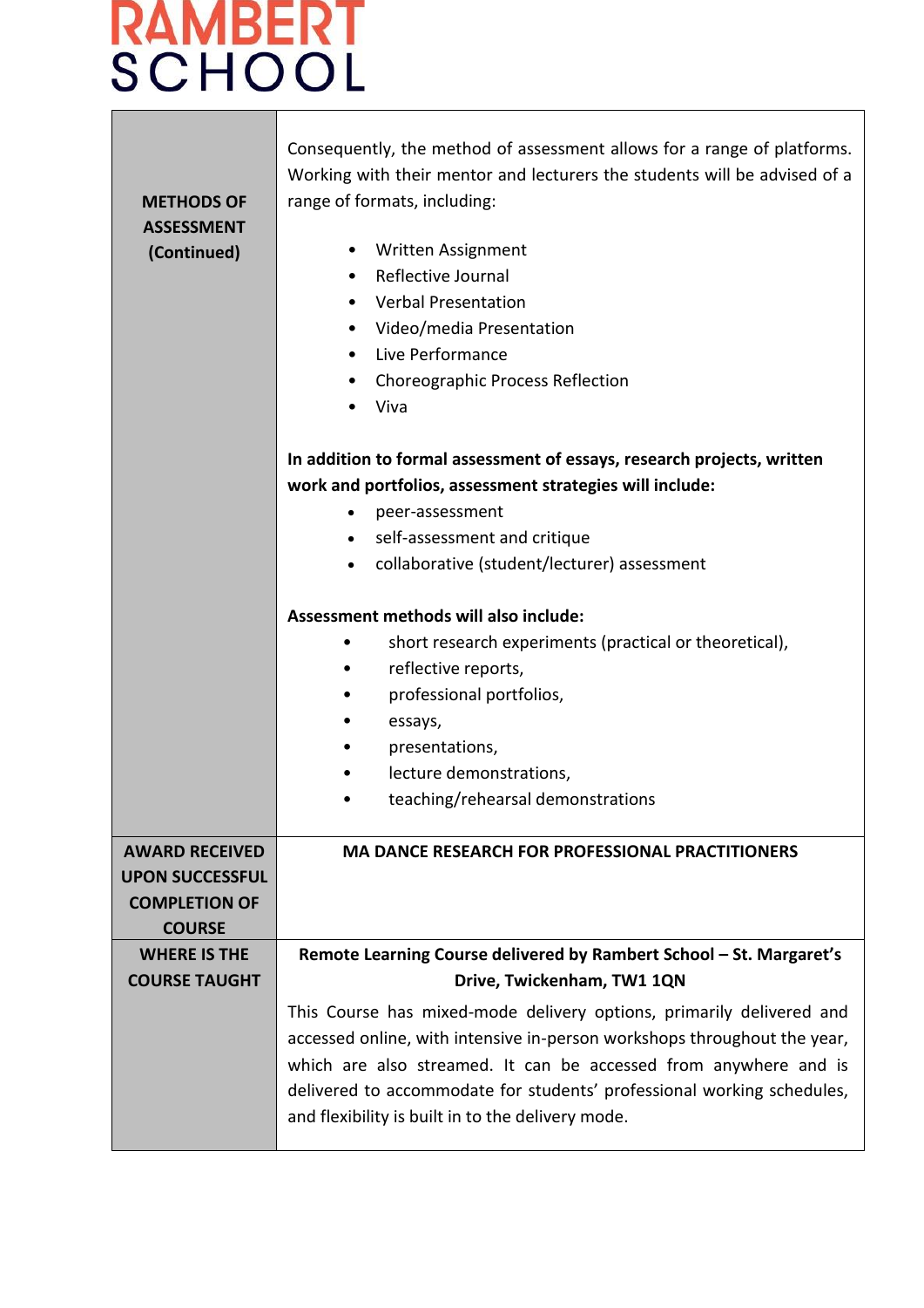| | |
|---|---|
| **METHODS OF ASSESSMENT (Continued)** | Consequently, the method of assessment allows for a range of platforms. Working with their mentor and lecturers the students will be advised of a range of formats, including:<br><br>• Written Assignment<br>• Reflective Journal<br>• Verbal Presentation<br>• Video/media Presentation<br>• Live Performance<br>• Choreographic Process Reflection<br>• Viva<br><br>**In addition to formal assessment of essays, research projects, written work and portfolios, assessment strategies will include:**<br>• peer-assessment<br>• self-assessment and critique<br>• collaborative (student/lecturer) assessment<br><br>**Assessment methods will also include:**<br>• short research experiments (practical or theoretical),<br>• reflective reports,<br>• professional portfolios,<br>• essays,<br>• presentations,<br>• lecture demonstrations,<br>• teaching/rehearsal demonstrations |
| **AWARD RECEIVED UPON SUCCESSFUL COMPLETION OF COURSE** | **MA DANCE RESEARCH FOR PROFESSIONAL PRACTITIONERS** |
| **WHERE IS THE COURSE TAUGHT** | **Remote Learning Course delivered by Rambert School – St. Margaret's Drive, Twickenham, TW1 1QN**<br><br>This Course has mixed-mode delivery options, primarily delivered and accessed online, with intensive in-person workshops throughout the year, which are also streamed. It can be accessed from anywhere and is delivered to accommodate for students' professional working schedules, and flexibility is built in to the delivery mode. |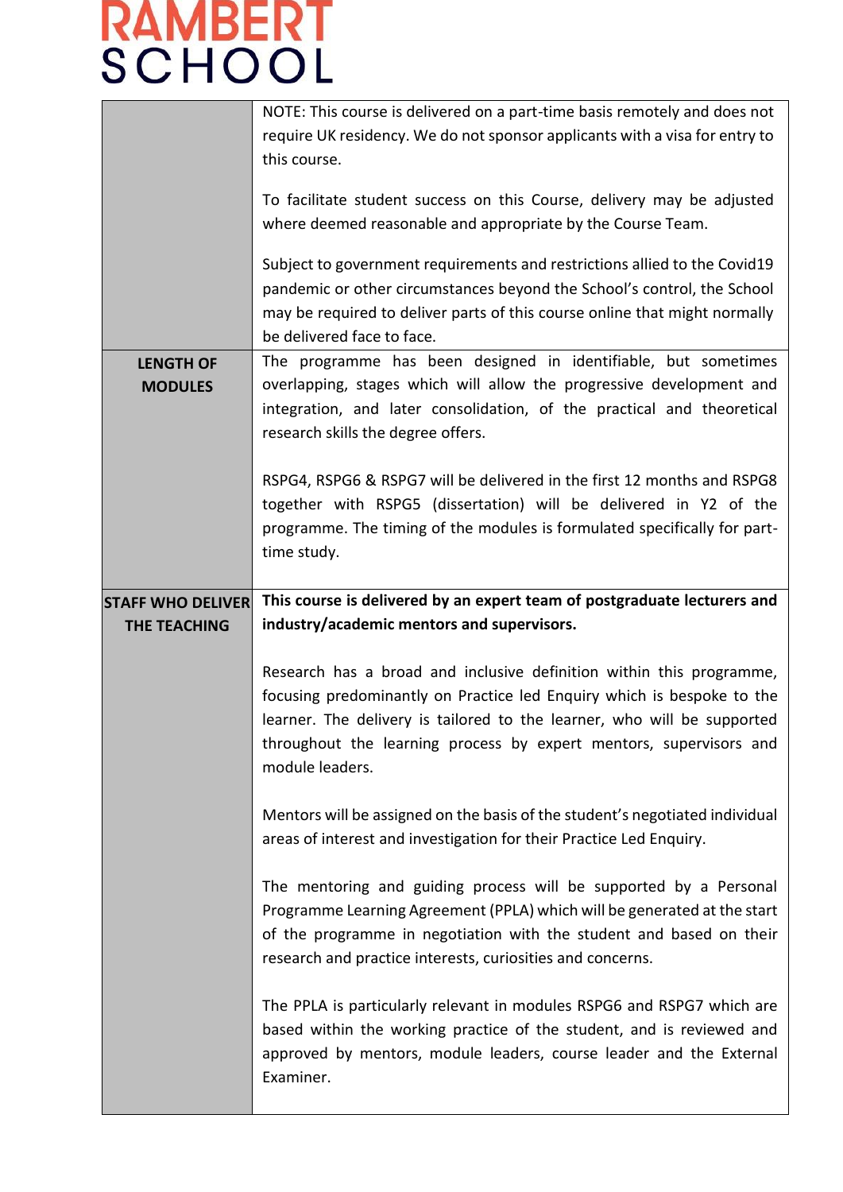| | |
|---|---|
| | NOTE: This course is delivered on a part-time basis remotely and does not require UK residency. We do not sponsor applicants with a visa for entry to this course.<br><br>To facilitate student success on this Course, delivery may be adjusted where deemed reasonable and appropriate by the Course Team.<br><br>Subject to government requirements and restrictions allied to the Covid19 pandemic or other circumstances beyond the School's control, the School may be required to deliver parts of this course online that might normally be delivered face to face. |
| **LENGTH OF MODULES** | The programme has been designed in identifiable, but sometimes overlapping, stages which will allow the progressive development and integration, and later consolidation, of the practical and theoretical research skills the degree offers.<br><br>RSPG4, RSPG6 & RSPG7 will be delivered in the first 12 months and RSPG8 together with RSPG5 (dissertation) will be delivered in Y2 of the programme. The timing of the modules is formulated specifically for part-time study. |
| **STAFF WHO DELIVER THE TEACHING** | **This course is delivered by an expert team of postgraduate lecturers and industry/academic mentors and supervisors.**<br><br>Research has a broad and inclusive definition within this programme, focusing predominantly on Practice led Enquiry which is bespoke to the learner. The delivery is tailored to the learner, who will be supported throughout the learning process by expert mentors, supervisors and module leaders.<br><br>Mentors will be assigned on the basis of the student's negotiated individual areas of interest and investigation for their Practice Led Enquiry.<br><br>The mentoring and guiding process will be supported by a Personal Programme Learning Agreement (PPLA) which will be generated at the start of the programme in negotiation with the student and based on their research and practice interests, curiosities and concerns.<br><br>The PPLA is particularly relevant in modules RSPG6 and RSPG7 which are based within the working practice of the student, and is reviewed and approved by mentors, module leaders, course leader and the External Examiner. |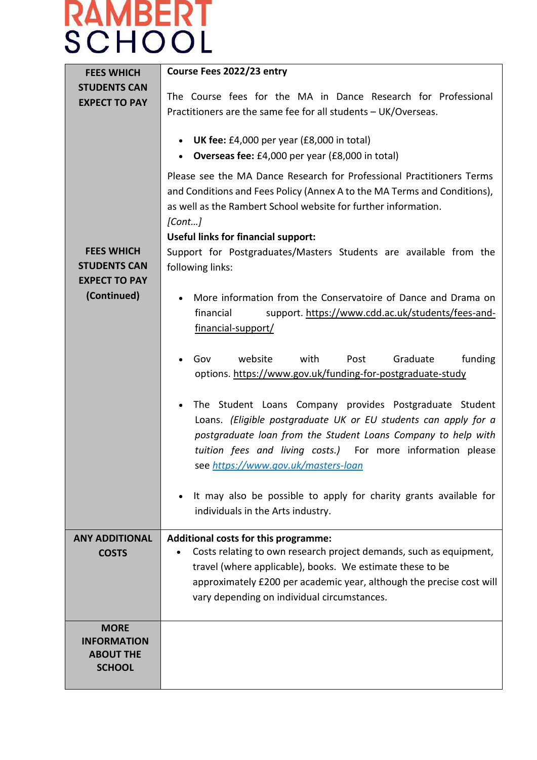# RAMBERT SCHOOL

| FEES WHICH STUDENTS CAN EXPECT TO PAY | **Course Fees 2022/23 entry**<br><br>The Course fees for the MA in Dance Research for Professional Practitioners are the same fee for all students – UK/Overseas.<br><br>• **UK fee:** £4,000 per year (£8,000 in total)<br>• **Overseas fee:** £4,000 per year (£8,000 in total)<br><br>Please see the MA Dance Research for Professional Practitioners Terms and Conditions and Fees Policy (Annex A to the MA Terms and Conditions), as well as the Rambert School website for further information.<br>*[Cont…]* |
|---|---|
| FEES WHICH STUDENTS CAN EXPECT TO PAY (Continued) | **Useful links for financial support:**<br>Support for Postgraduates/Masters Students are available from the following links:<br><br>• More information from the Conservatoire of Dance and Drama on financial support. https://www.cdd.ac.uk/students/fees-and-financial-support/<br><br>• Gov website with Post Graduate funding options. https://www.gov.uk/funding-for-postgraduate-study<br><br>• The Student Loans Company provides Postgraduate Student Loans. *(Eligible postgraduate UK or EU students can apply for a postgraduate loan from the Student Loans Company to help with tuition fees and living costs.)* For more information please see *https://www.gov.uk/masters-loan*<br><br>• It may also be possible to apply for charity grants available for individuals in the Arts industry. |
| ANY ADDITIONAL COSTS | **Additional costs for this programme:**<br>• Costs relating to own research project demands, such as equipment, travel (where applicable), books. We estimate these to be approximately £200 per academic year, although the precise cost will vary depending on individual circumstances. |
| MORE INFORMATION ABOUT THE SCHOOL | |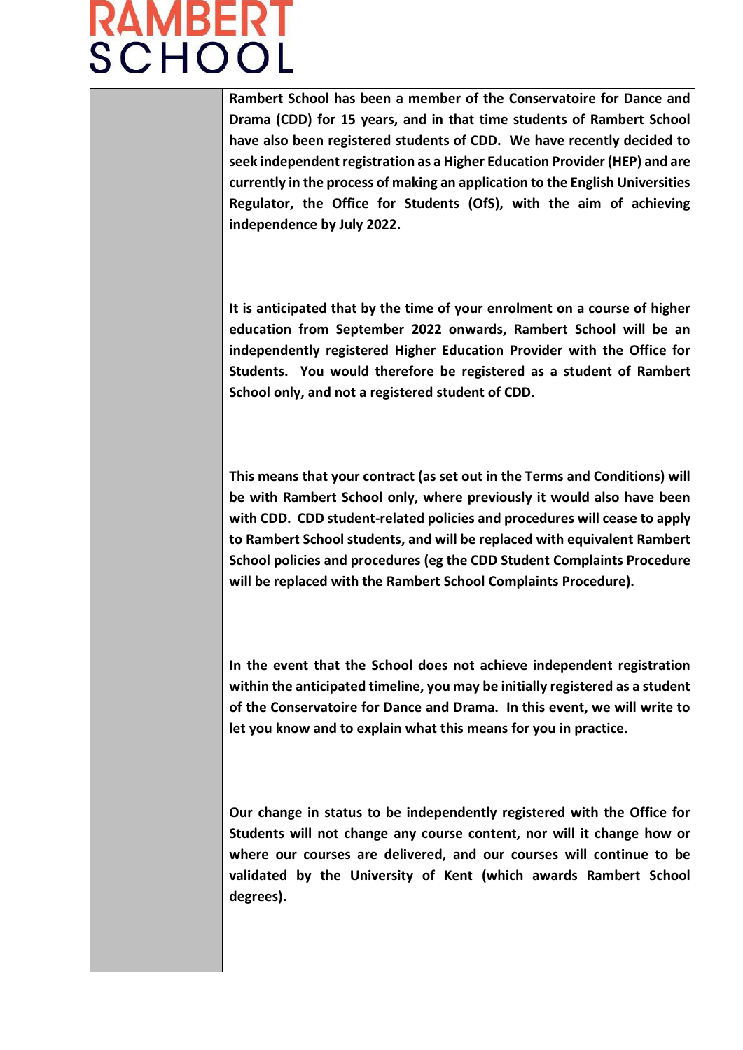**Rambert School has been a member of the Conservatoire for Dance and Drama (CDD) for 15 years, and in that time students of Rambert School have also been registered students of CDD. We have recently decided to seek independent registration as a Higher Education Provider (HEP) and are currently in the process of making an application to the English Universities Regulator, the Office for Students (OfS), with the aim of achieving independence by July 2022.**

**It is anticipated that by the time of your enrolment on a course of higher education from September 2022 onwards, Rambert School will be an independently registered Higher Education Provider with the Office for Students. You would therefore be registered as a student of Rambert School only, and not a registered student of CDD.**

**This means that your contract (as set out in the Terms and Conditions) will be with Rambert School only, where previously it would also have been with CDD. CDD student-related policies and procedures will cease to apply to Rambert School students, and will be replaced with equivalent Rambert School policies and procedures (eg the CDD Student Complaints Procedure will be replaced with the Rambert School Complaints Procedure).**

**In the event that the School does not achieve independent registration within the anticipated timeline, you may be initially registered as a student of the Conservatoire for Dance and Drama. In this event, we will write to let you know and to explain what this means for you in practice.**

**Our change in status to be independently registered with the Office for Students will not change any course content, nor will it change how or where our courses are delivered, and our courses will continue to be validated by the University of Kent (which awards Rambert School degrees).**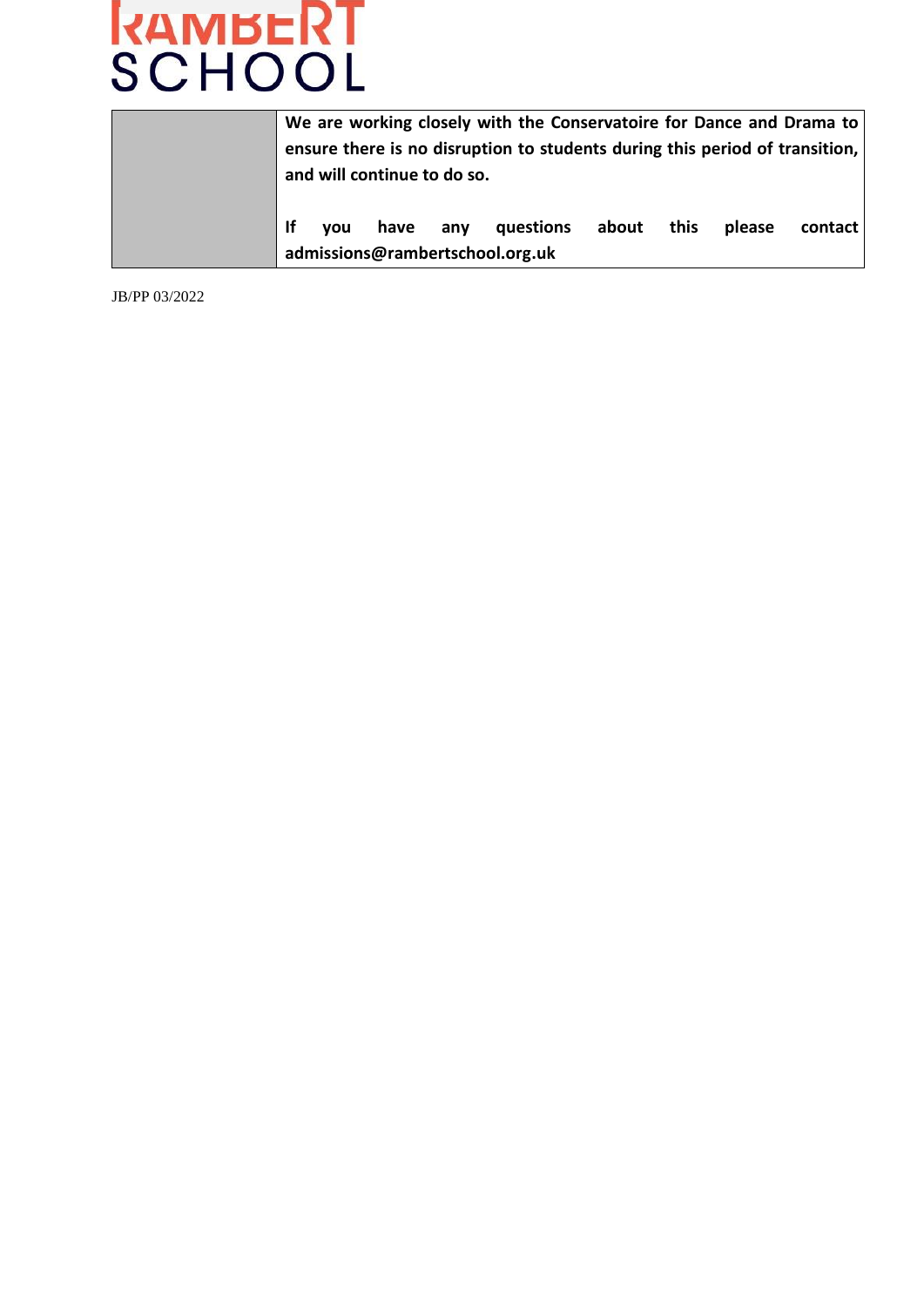| | |
|---|---|
| | **We are working closely with the Conservatoire for Dance and Drama to ensure there is no disruption to students during this period of transition, and will continue to do so.**<br><br>**If you have any questions about this please contact admissions@rambertschool.org.uk** |

JB/PP 03/2022